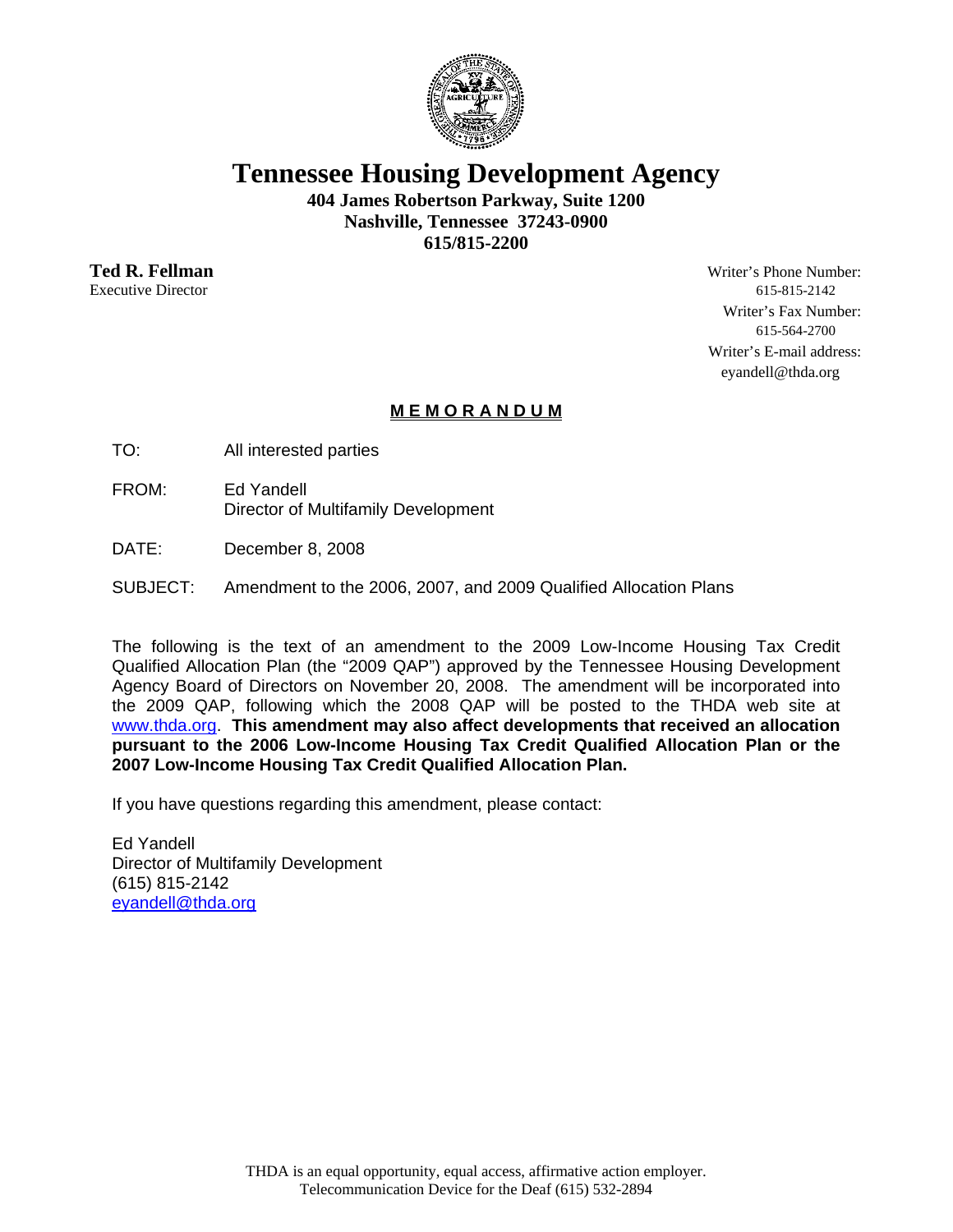# Tennessee Housing Development Agency

**404 James Robertson Parkway, Suite 1200**
**Nashville, Tennessee 37243-0900**
**615/815-2200**

**Ted R. Fellman**
Executive Director

Writer's Phone Number:
615-815-2142
Writer's Fax Number:
615-564-2700
Writer's E-mail address:
eyandell@thda.org

## MEMORANDUM

TO: All interested parties

FROM: Ed Yandell
Director of Multifamily Development

DATE: December 8, 2008

SUBJECT: Amendment to the 2006, 2007, and 2009 Qualified Allocation Plans

The following is the text of an amendment to the 2009 Low-Income Housing Tax Credit Qualified Allocation Plan (the "2009 QAP") approved by the Tennessee Housing Development Agency Board of Directors on November 20, 2008. The amendment will be incorporated into the 2009 QAP, following which the 2008 QAP will be posted to the THDA web site at www.thda.org. **This amendment may also affect developments that received an allocation pursuant to the 2006 Low-Income Housing Tax Credit Qualified Allocation Plan or the 2007 Low-Income Housing Tax Credit Qualified Allocation Plan.**

If you have questions regarding this amendment, please contact:

Ed Yandell
Director of Multifamily Development
(615) 815-2142
eyandell@thda.org

THDA is an equal opportunity, equal access, affirmative action employer.
Telecommunication Device for the Deaf (615) 532-2894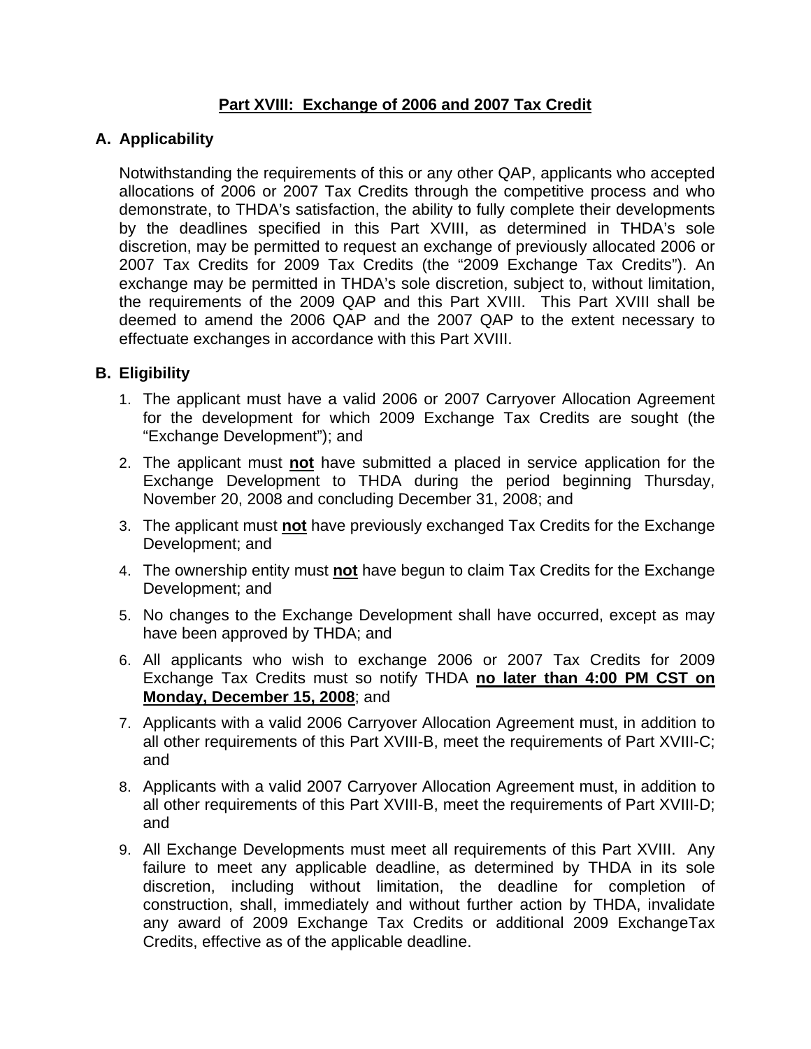# **Part XVIII: Exchange of 2006 and 2007 Tax Credit**

## A. Applicability

Notwithstanding the requirements of this or any other QAP, applicants who accepted allocations of 2006 or 2007 Tax Credits through the competitive process and who demonstrate, to THDA's satisfaction, the ability to fully complete their developments by the deadlines specified in this Part XVIII, as determined in THDA's sole discretion, may be permitted to request an exchange of previously allocated 2006 or 2007 Tax Credits for 2009 Tax Credits (the "2009 Exchange Tax Credits"). An exchange may be permitted in THDA's sole discretion, subject to, without limitation, the requirements of the 2009 QAP and this Part XVIII. This Part XVIII shall be deemed to amend the 2006 QAP and the 2007 QAP to the extent necessary to effectuate exchanges in accordance with this Part XVIII.

## B. Eligibility

1. The applicant must have a valid 2006 or 2007 Carryover Allocation Agreement for the development for which 2009 Exchange Tax Credits are sought (the "Exchange Development"); and
2. The applicant must **not** have submitted a placed in service application for the Exchange Development to THDA during the period beginning Thursday, November 20, 2008 and concluding December 31, 2008; and
3. The applicant must **not** have previously exchanged Tax Credits for the Exchange Development; and
4. The ownership entity must **not** have begun to claim Tax Credits for the Exchange Development; and
5. No changes to the Exchange Development shall have occurred, except as may have been approved by THDA; and
6. All applicants who wish to exchange 2006 or 2007 Tax Credits for 2009 Exchange Tax Credits must so notify THDA **no later than 4:00 PM CST on Monday, December 15, 2008**; and
7. Applicants with a valid 2006 Carryover Allocation Agreement must, in addition to all other requirements of this Part XVIII-B, meet the requirements of Part XVIII-C; and
8. Applicants with a valid 2007 Carryover Allocation Agreement must, in addition to all other requirements of this Part XVIII-B, meet the requirements of Part XVIII-D; and
9. All Exchange Developments must meet all requirements of this Part XVIII. Any failure to meet any applicable deadline, as determined by THDA in its sole discretion, including without limitation, the deadline for completion of construction, shall, immediately and without further action by THDA, invalidate any award of 2009 Exchange Tax Credits or additional 2009 ExchangeTax Credits, effective as of the applicable deadline.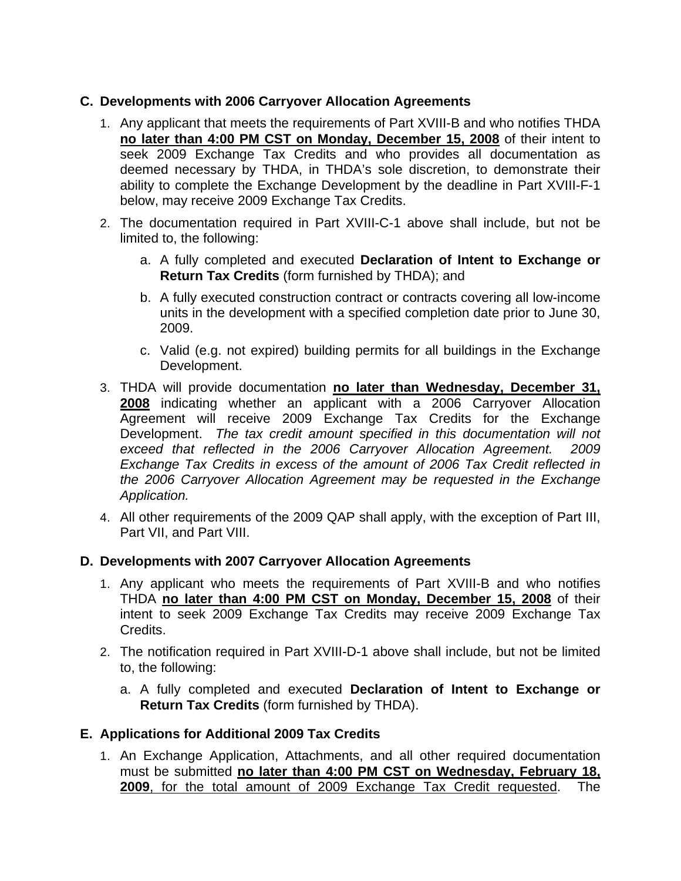### C. Developments with 2006 Carryover Allocation Agreements

1. Any applicant that meets the requirements of Part XVIII-B and who notifies THDA **<u>no later than 4:00 PM CST on Monday, December 15, 2008</u>** of their intent to seek 2009 Exchange Tax Credits and who provides all documentation as deemed necessary by THDA, in THDA's sole discretion, to demonstrate their ability to complete the Exchange Development by the deadline in Part XVIII-F-1 below, may receive 2009 Exchange Tax Credits.

2. The documentation required in Part XVIII-C-1 above shall include, but not be limited to, the following:

   a. A fully completed and executed **Declaration of Intent to Exchange or Return Tax Credits** (form furnished by THDA); and

   b. A fully executed construction contract or contracts covering all low-income units in the development with a specified completion date prior to June 30, 2009.

   c. Valid (e.g. not expired) building permits for all buildings in the Exchange Development.

3. THDA will provide documentation **<u>no later than Wednesday, December 31, 2008</u>** indicating whether an applicant with a 2006 Carryover Allocation Agreement will receive 2009 Exchange Tax Credits for the Exchange Development. *The tax credit amount specified in this documentation will not exceed that reflected in the 2006 Carryover Allocation Agreement. 2009 Exchange Tax Credits in excess of the amount of 2006 Tax Credit reflected in the 2006 Carryover Allocation Agreement may be requested in the Exchange Application.*

4. All other requirements of the 2009 QAP shall apply, with the exception of Part III, Part VII, and Part VIII.

### D. Developments with 2007 Carryover Allocation Agreements

1. Any applicant who meets the requirements of Part XVIII-B and who notifies THDA **<u>no later than 4:00 PM CST on Monday, December 15, 2008</u>** of their intent to seek 2009 Exchange Tax Credits may receive 2009 Exchange Tax Credits.

2. The notification required in Part XVIII-D-1 above shall include, but not be limited to, the following:

   a. A fully completed and executed **Declaration of Intent to Exchange or Return Tax Credits** (form furnished by THDA).

### E. Applications for Additional 2009 Tax Credits

1. An Exchange Application, Attachments, and all other required documentation must be submitted **<u>no later than 4:00 PM CST on Wednesday, February 18, 2009</u>**<u>, for the total amount of 2009 Exchange Tax Credit requested</u>. The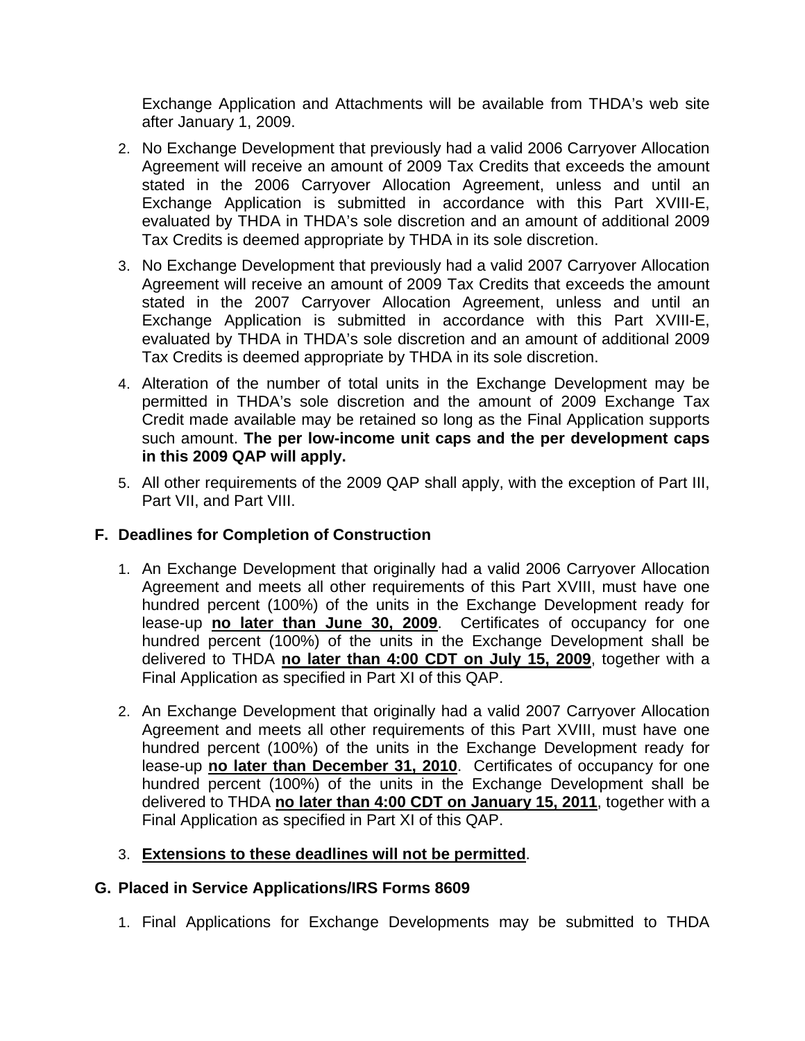Exchange Application and Attachments will be available from THDA's web site after January 1, 2009.

2. No Exchange Development that previously had a valid 2006 Carryover Allocation Agreement will receive an amount of 2009 Tax Credits that exceeds the amount stated in the 2006 Carryover Allocation Agreement, unless and until an Exchange Application is submitted in accordance with this Part XVIII-E, evaluated by THDA in THDA's sole discretion and an amount of additional 2009 Tax Credits is deemed appropriate by THDA in its sole discretion.

3. No Exchange Development that previously had a valid 2007 Carryover Allocation Agreement will receive an amount of 2009 Tax Credits that exceeds the amount stated in the 2007 Carryover Allocation Agreement, unless and until an Exchange Application is submitted in accordance with this Part XVIII-E, evaluated by THDA in THDA's sole discretion and an amount of additional 2009 Tax Credits is deemed appropriate by THDA in its sole discretion.

4. Alteration of the number of total units in the Exchange Development may be permitted in THDA's sole discretion and the amount of 2009 Exchange Tax Credit made available may be retained so long as the Final Application supports such amount. **The per low-income unit caps and the per development caps in this 2009 QAP will apply.**

5. All other requirements of the 2009 QAP shall apply, with the exception of Part III, Part VII, and Part VIII.

### F. Deadlines for Completion of Construction

1. An Exchange Development that originally had a valid 2006 Carryover Allocation Agreement and meets all other requirements of this Part XVIII, must have one hundred percent (100%) of the units in the Exchange Development ready for lease-up **<u>no later than June 30, 2009</u>**. Certificates of occupancy for one hundred percent (100%) of the units in the Exchange Development shall be delivered to THDA **<u>no later than 4:00 CDT on July 15, 2009</u>**, together with a Final Application as specified in Part XI of this QAP.

2. An Exchange Development that originally had a valid 2007 Carryover Allocation Agreement and meets all other requirements of this Part XVIII, must have one hundred percent (100%) of the units in the Exchange Development ready for lease-up **<u>no later than December 31, 2010</u>**. Certificates of occupancy for one hundred percent (100%) of the units in the Exchange Development shall be delivered to THDA **<u>no later than 4:00 CDT on January 15, 2011</u>**, together with a Final Application as specified in Part XI of this QAP.

3. **<u>Extensions to these deadlines will not be permitted</u>**.

### G. Placed in Service Applications/IRS Forms 8609

1. Final Applications for Exchange Developments may be submitted to THDA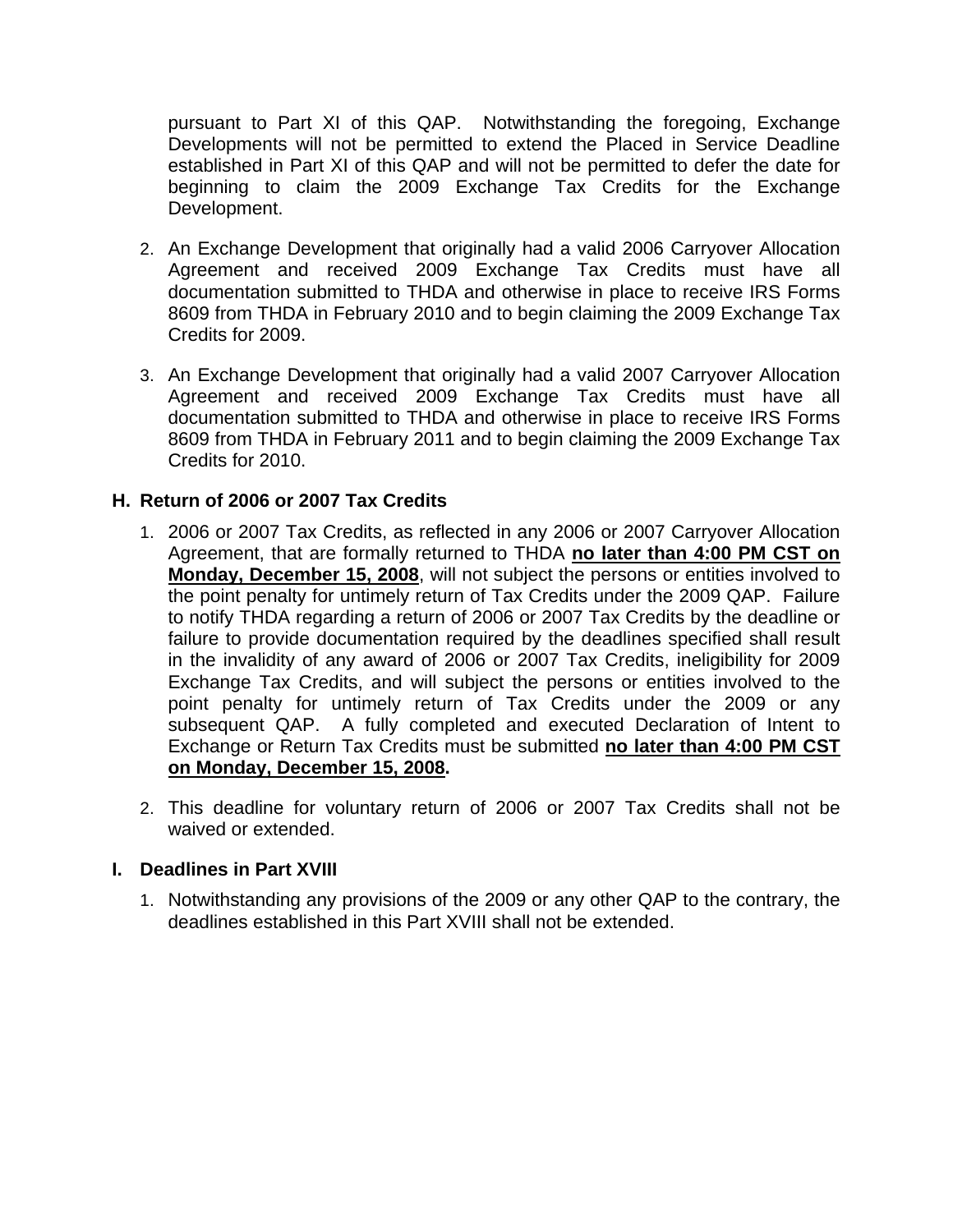pursuant to Part XI of this QAP. Notwithstanding the foregoing, Exchange Developments will not be permitted to extend the Placed in Service Deadline established in Part XI of this QAP and will not be permitted to defer the date for beginning to claim the 2009 Exchange Tax Credits for the Exchange Development.

2. An Exchange Development that originally had a valid 2006 Carryover Allocation Agreement and received 2009 Exchange Tax Credits must have all documentation submitted to THDA and otherwise in place to receive IRS Forms 8609 from THDA in February 2010 and to begin claiming the 2009 Exchange Tax Credits for 2009.

3. An Exchange Development that originally had a valid 2007 Carryover Allocation Agreement and received 2009 Exchange Tax Credits must have all documentation submitted to THDA and otherwise in place to receive IRS Forms 8609 from THDA in February 2011 and to begin claiming the 2009 Exchange Tax Credits for 2010.

### H. Return of 2006 or 2007 Tax Credits

1. 2006 or 2007 Tax Credits, as reflected in any 2006 or 2007 Carryover Allocation Agreement, that are formally returned to THDA **no later than 4:00 PM CST on Monday, December 15, 2008**, will not subject the persons or entities involved to the point penalty for untimely return of Tax Credits under the 2009 QAP. Failure to notify THDA regarding a return of 2006 or 2007 Tax Credits by the deadline or failure to provide documentation required by the deadlines specified shall result in the invalidity of any award of 2006 or 2007 Tax Credits, ineligibility for 2009 Exchange Tax Credits, and will subject the persons or entities involved to the point penalty for untimely return of Tax Credits under the 2009 or any subsequent QAP. A fully completed and executed Declaration of Intent to Exchange or Return Tax Credits must be submitted **no later than 4:00 PM CST on Monday, December 15, 2008.**

2. This deadline for voluntary return of 2006 or 2007 Tax Credits shall not be waived or extended.

### I. Deadlines in Part XVIII

1. Notwithstanding any provisions of the 2009 or any other QAP to the contrary, the deadlines established in this Part XVIII shall not be extended.